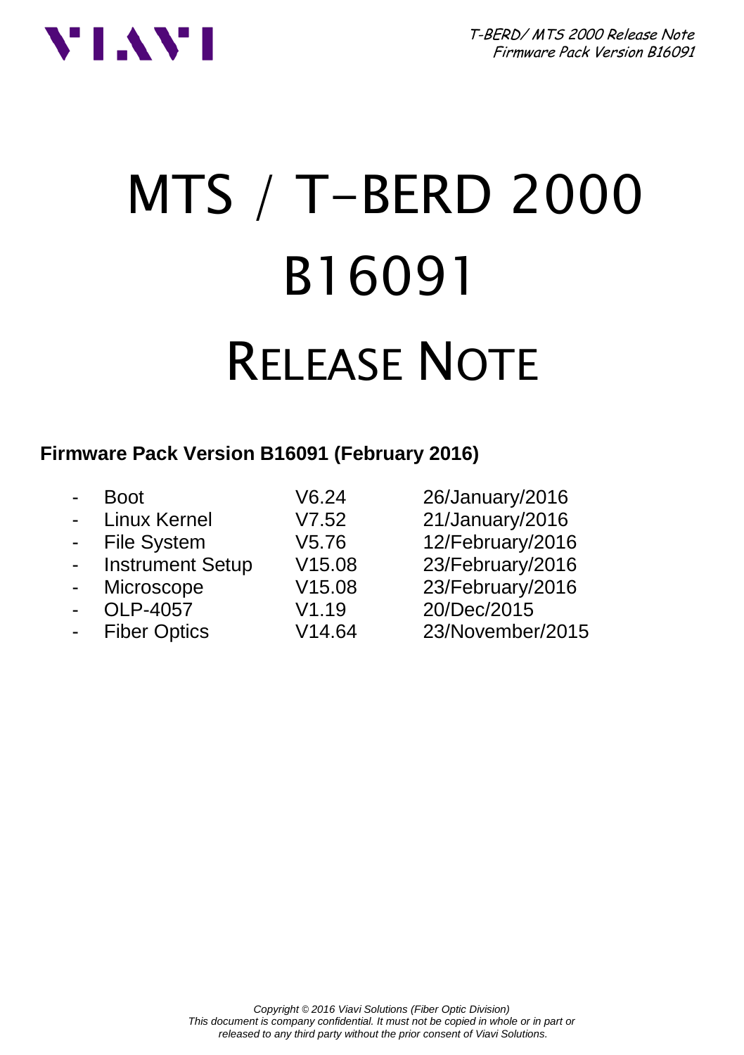# MTS / T-BERD 2000
# B16091
# RELEASE NOTE

**Firmware Pack Version B16091 (February 2016)**

- Boot V6.24 26/January/2016
- Linux Kernel V7.52 21/January/2016
- File System V5.76 12/February/2016
- Instrument Setup V15.08 23/February/2016
- Microscope V15.08 23/February/2016
- OLP-4057 V1.19 20/Dec/2015
- Fiber Optics V14.64 23/November/2015

*Copyright © 2016 Viavi Solutions (Fiber Optic Division)*
*This document is company confidential. It must not be copied in whole or in part or released to any third party without the prior consent of Viavi Solutions.*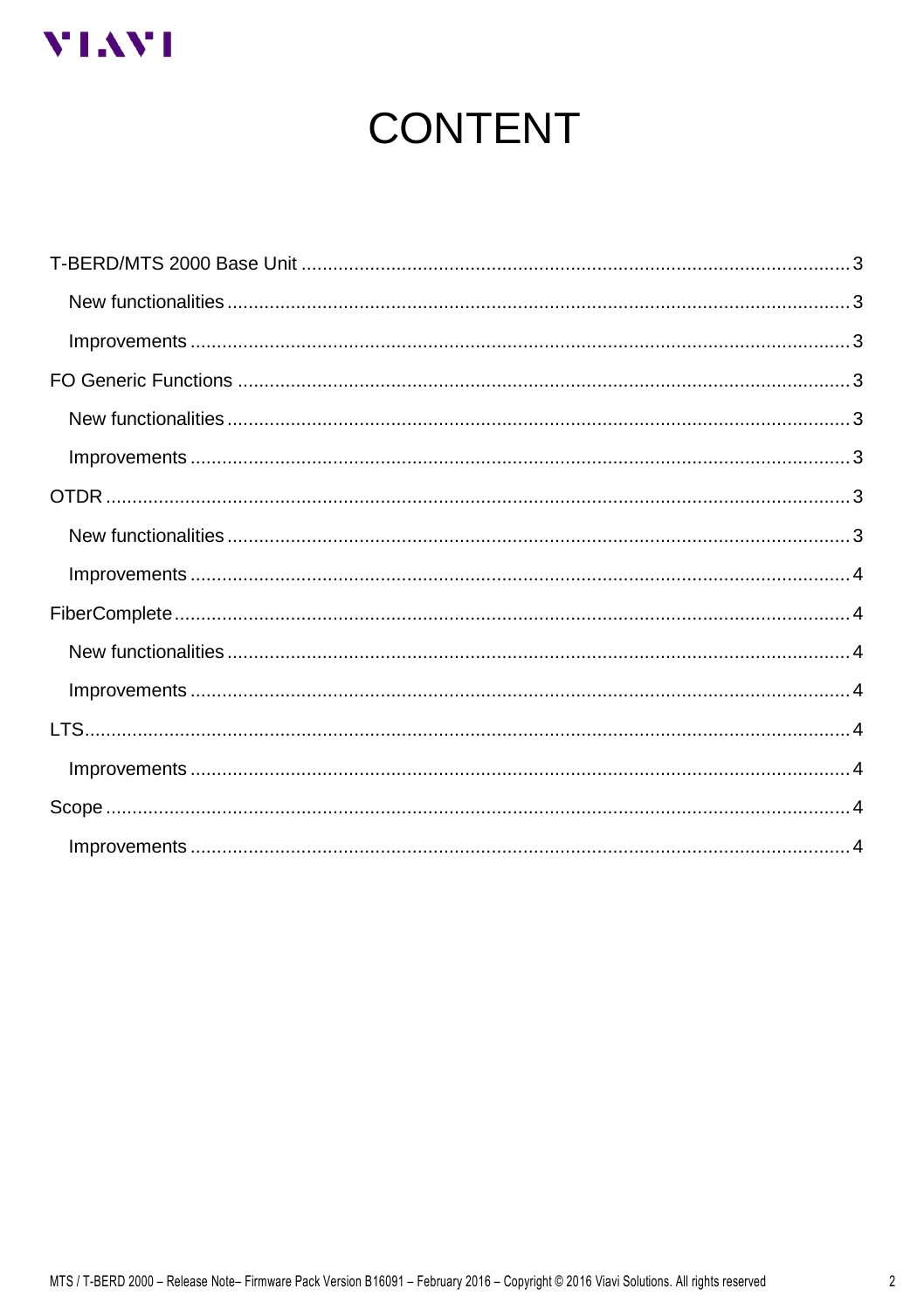# CONTENT

- T-BERD/MTS 2000 Base Unit ........ 3
  - New functionalities ........ 3
  - Improvements ........ 3
- FO Generic Functions ........ 3
  - New functionalities ........ 3
  - Improvements ........ 3
- OTDR ........ 3
  - New functionalities ........ 3
  - Improvements ........ 4
- FiberComplete ........ 4
  - New functionalities ........ 4
  - Improvements ........ 4
- LTS ........ 4
  - Improvements ........ 4
- Scope ........ 4
  - Improvements ........ 4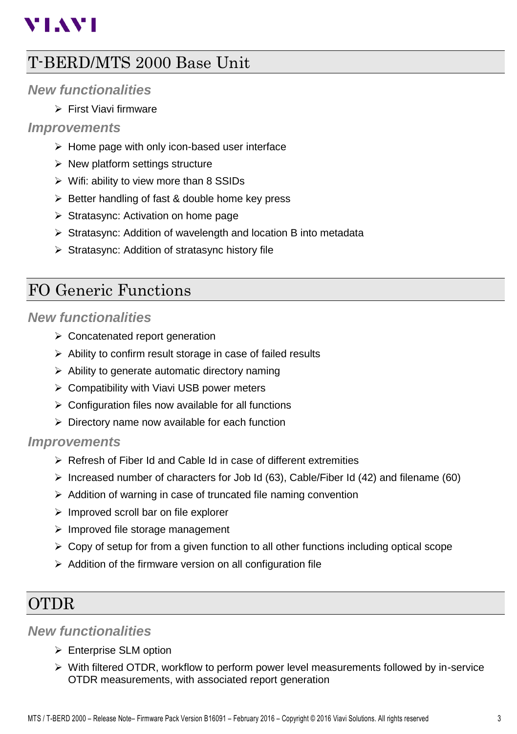# T-BERD/MTS 2000 Base Unit

### *New functionalities*

- First Viavi firmware

### *Improvements*

- Home page with only icon-based user interface
- New platform settings structure
- Wifi: ability to view more than 8 SSIDs
- Better handling of fast & double home key press
- Stratasync: Activation on home page
- Stratasync: Addition of wavelength and location B into metadata
- Stratasync: Addition of stratasync history file

# FO Generic Functions

### *New functionalities*

- Concatenated report generation
- Ability to confirm result storage in case of failed results
- Ability to generate automatic directory naming
- Compatibility with Viavi USB power meters
- Configuration files now available for all functions
- Directory name now available for each function

### *Improvements*

- Refresh of Fiber Id and Cable Id in case of different extremities
- Increased number of characters for Job Id (63), Cable/Fiber Id (42) and filename (60)
- Addition of warning in case of truncated file naming convention
- Improved scroll bar on file explorer
- Improved file storage management
- Copy of setup for from a given function to all other functions including optical scope
- Addition of the firmware version on all configuration file

# OTDR

### *New functionalities*

- Enterprise SLM option
- With filtered OTDR, workflow to perform power level measurements followed by in-service OTDR measurements, with associated report generation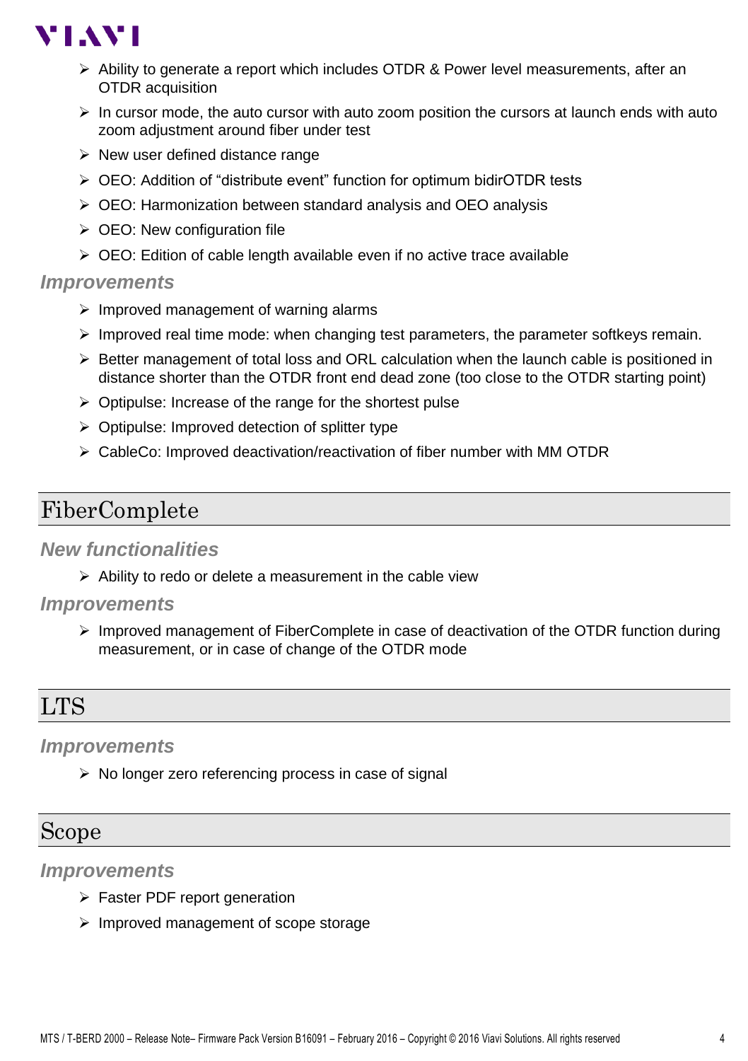- Ability to generate a report which includes OTDR & Power level measurements, after an OTDR acquisition
- In cursor mode, the auto cursor with auto zoom position the cursors at launch ends with auto zoom adjustment around fiber under test
- New user defined distance range
- OEO: Addition of "distribute event" function for optimum bidirOTDR tests
- OEO: Harmonization between standard analysis and OEO analysis
- OEO: New configuration file
- OEO: Edition of cable length available even if no active trace available

### *Improvements*

- Improved management of warning alarms
- Improved real time mode: when changing test parameters, the parameter softkeys remain.
- Better management of total loss and ORL calculation when the launch cable is positioned in distance shorter than the OTDR front end dead zone (too close to the OTDR starting point)
- Optipulse: Increase of the range for the shortest pulse
- Optipulse: Improved detection of splitter type
- CableCo: Improved deactivation/reactivation of fiber number with MM OTDR

## FiberComplete

### *New functionalities*

- Ability to redo or delete a measurement in the cable view

### *Improvements*

- Improved management of FiberComplete in case of deactivation of the OTDR function during measurement, or in case of change of the OTDR mode

## LTS

### *Improvements*

- No longer zero referencing process in case of signal

## Scope

### *Improvements*

- Faster PDF report generation
- Improved management of scope storage